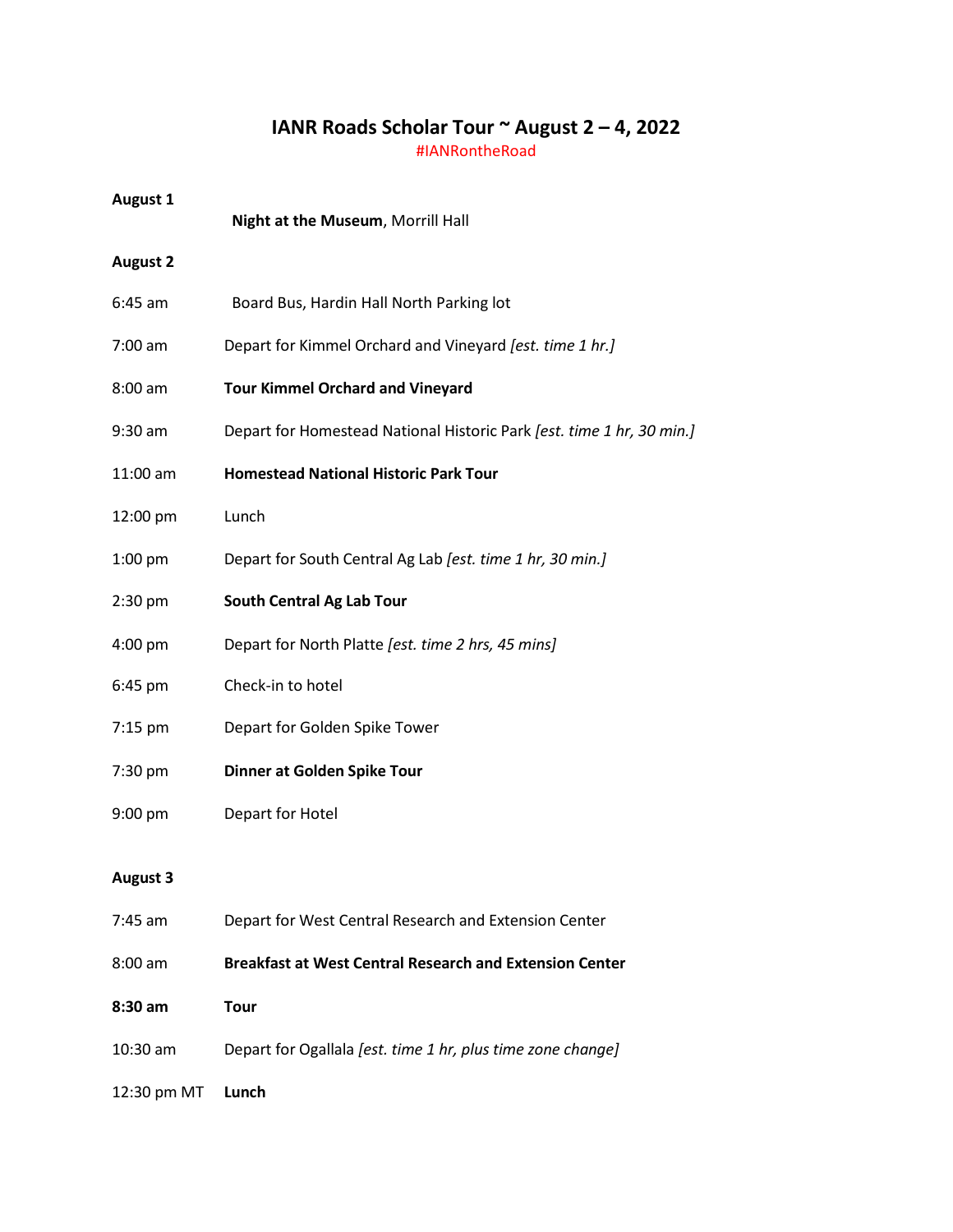# IANR Roads Scholar Tour ~ August 2 – 4, 2022

#IANRontheRoad

**August 1**

**Night at the Museum**, Morrill Hall

**August 2**

6:45 am Board Bus, Hardin Hall North Parking lot

7:00 am Depart for Kimmel Orchard and Vineyard *[est. time 1 hr.]*

8:00 am **Tour Kimmel Orchard and Vineyard**

9:30 am Depart for Homestead National Historic Park *[est. time 1 hr, 30 min.]*

11:00 am **Homestead National Historic Park Tour**

12:00 pm Lunch

1:00 pm Depart for South Central Ag Lab *[est. time 1 hr, 30 min.]*

2:30 pm **South Central Ag Lab Tour**

4:00 pm Depart for North Platte *[est. time 2 hrs, 45 mins]*

6:45 pm Check-in to hotel

7:15 pm Depart for Golden Spike Tower

7:30 pm **Dinner at Golden Spike Tour**

9:00 pm Depart for Hotel

**August 3**

7:45 am Depart for West Central Research and Extension Center

8:00 am **Breakfast at West Central Research and Extension Center**

**8:30 am** **Tour**

10:30 am Depart for Ogallala *[est. time 1 hr, plus time zone change]*

12:30 pm MT **Lunch**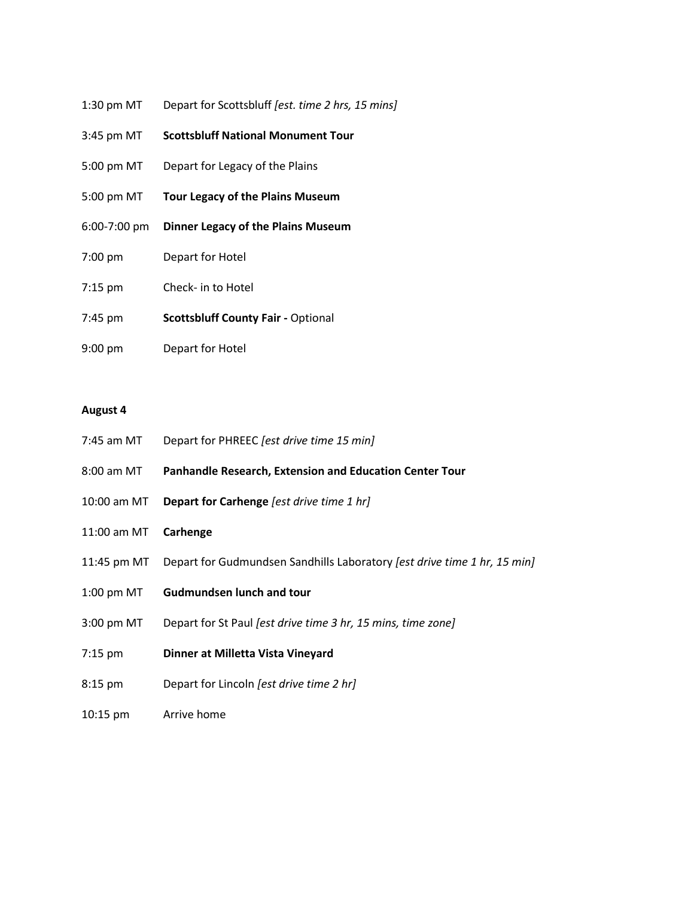| | |
|---|---|
| 1:30 pm MT | Depart for Scottsbluff *[est. time 2 hrs, 15 mins]* |
| 3:45 pm MT | **Scottsbluff National Monument Tour** |
| 5:00 pm MT | Depart for Legacy of the Plains |
| 5:00 pm MT | **Tour Legacy of the Plains Museum** |
| 6:00-7:00 pm | **Dinner Legacy of the Plains Museum** |
| 7:00 pm | Depart for Hotel |
| 7:15 pm | Check- in to Hotel |
| 7:45 pm | **Scottsbluff County Fair -** Optional |
| 9:00 pm | Depart for Hotel |

**August 4**

| | |
|---|---|
| 7:45 am MT | Depart for PHREEC *[est drive time 15 min]* |
| 8:00 am MT | **Panhandle Research, Extension and Education Center Tour** |
| 10:00 am MT | **Depart for Carhenge** *[est drive time 1 hr]* |
| 11:00 am MT | **Carhenge** |
| 11:45 pm MT | Depart for Gudmundsen Sandhills Laboratory *[est drive time 1 hr, 15 min]* |
| 1:00 pm MT | **Gudmundsen lunch and tour** |
| 3:00 pm MT | Depart for St Paul *[est drive time 3 hr, 15 mins, time zone]* |
| 7:15 pm | **Dinner at Milletta Vista Vineyard** |
| 8:15 pm | Depart for Lincoln *[est drive time 2 hr]* |
| 10:15 pm | Arrive home |